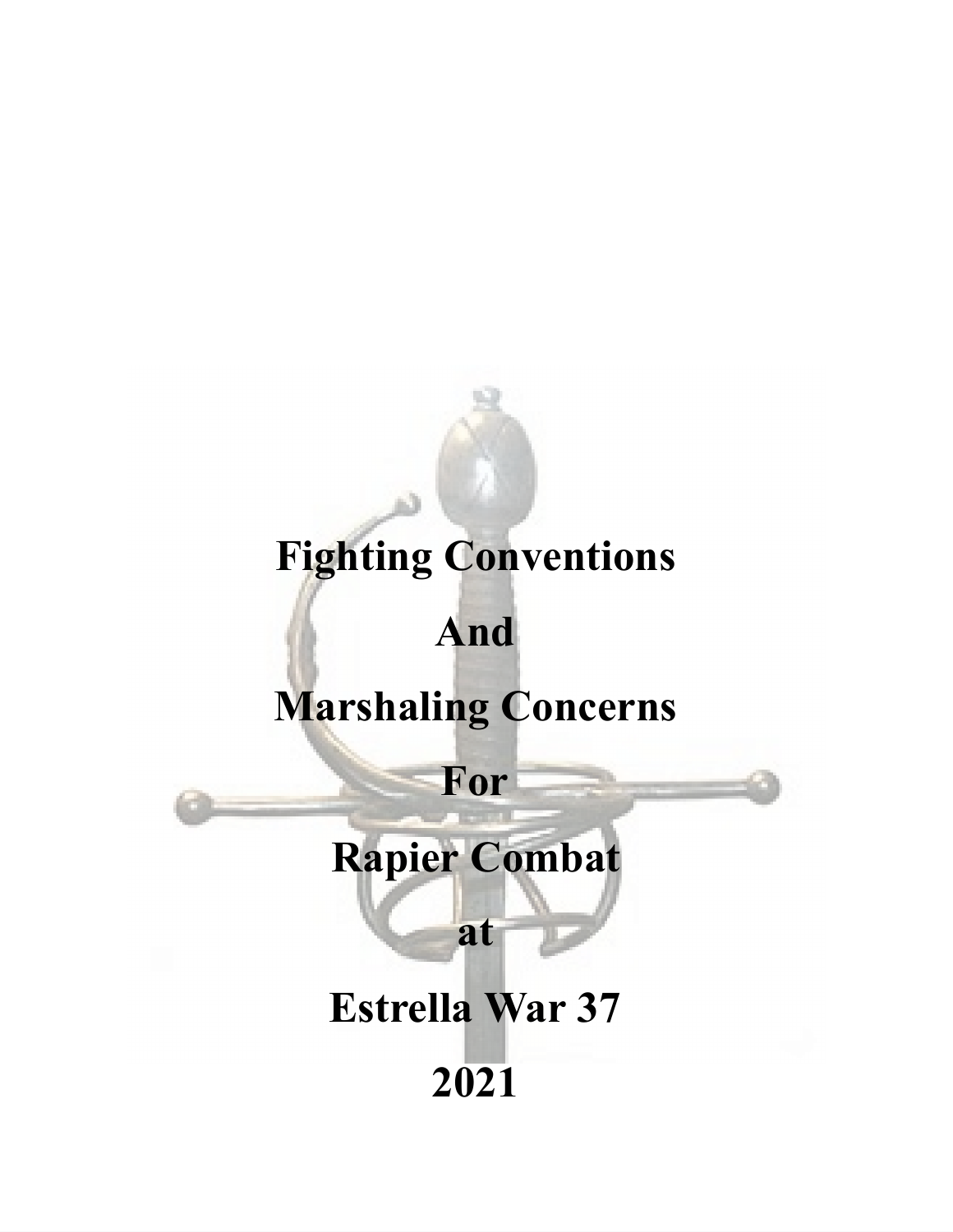# Fighting Conventions

# And

# Marshaling Concerns

# For

# Rapier Combat

# at

# Estrella War 37

# 2021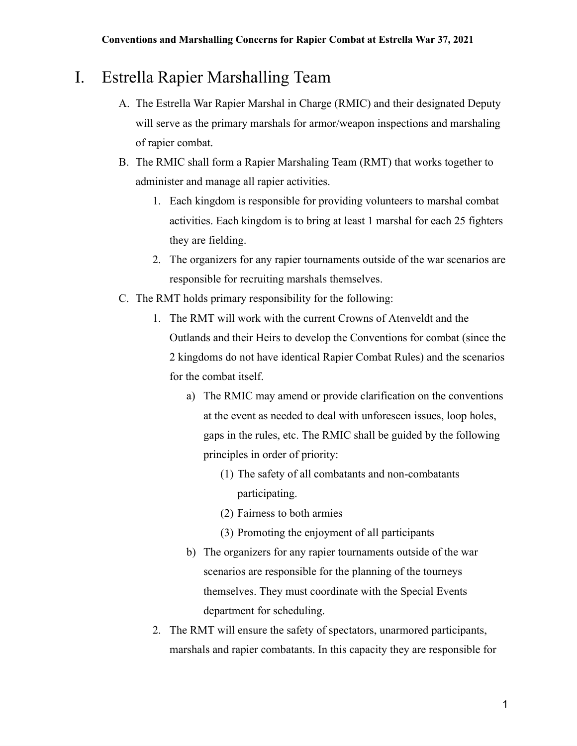# I. Estrella Rapier Marshalling Team

A. The Estrella War Rapier Marshal in Charge (RMIC) and their designated Deputy will serve as the primary marshals for armor/weapon inspections and marshaling of rapier combat.

B. The RMIC shall form a Rapier Marshaling Team (RMT) that works together to administer and manage all rapier activities.

1. Each kingdom is responsible for providing volunteers to marshal combat activities. Each kingdom is to bring at least 1 marshal for each 25 fighters they are fielding.
2. The organizers for any rapier tournaments outside of the war scenarios are responsible for recruiting marshals themselves.

C. The RMT holds primary responsibility for the following:

1. The RMT will work with the current Crowns of Atenveldt and the Outlands and their Heirs to develop the Conventions for combat (since the 2 kingdoms do not have identical Rapier Combat Rules) and the scenarios for the combat itself.
   a) The RMIC may amend or provide clarification on the conventions at the event as needed to deal with unforeseen issues, loop holes, gaps in the rules, etc. The RMIC shall be guided by the following principles in order of priority:
      (1) The safety of all combatants and non-combatants participating.
      (2) Fairness to both armies
      (3) Promoting the enjoyment of all participants
   b) The organizers for any rapier tournaments outside of the war scenarios are responsible for the planning of the tourneys themselves. They must coordinate with the Special Events department for scheduling.
2. The RMT will ensure the safety of spectators, unarmored participants, marshals and rapier combatants. In this capacity they are responsible for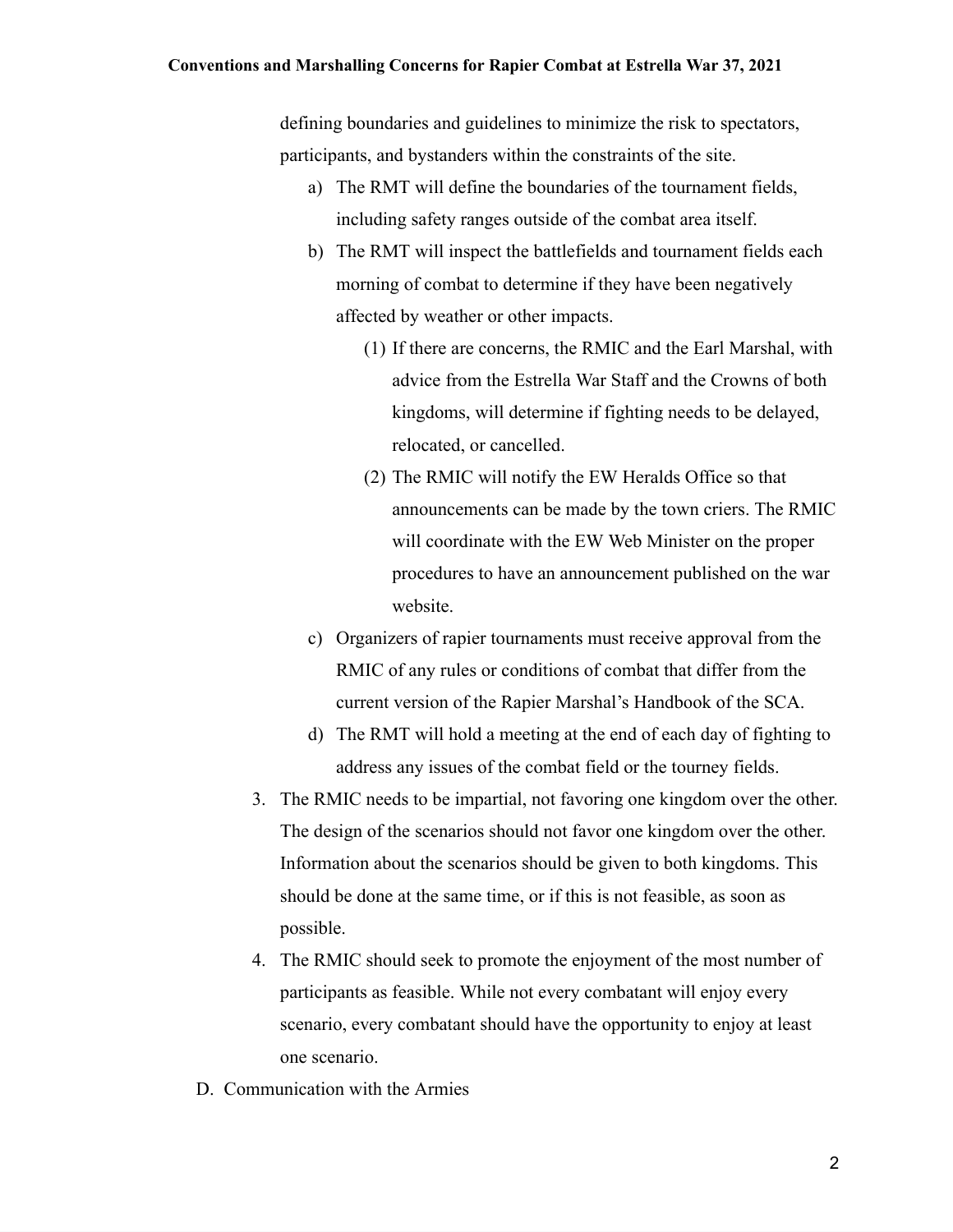defining boundaries and guidelines to minimize the risk to spectators, participants, and bystanders within the constraints of the site.

a) The RMT will define the boundaries of the tournament fields, including safety ranges outside of the combat area itself.

b) The RMT will inspect the battlefields and tournament fields each morning of combat to determine if they have been negatively affected by weather or other impacts.

   (1) If there are concerns, the RMIC and the Earl Marshal, with advice from the Estrella War Staff and the Crowns of both kingdoms, will determine if fighting needs to be delayed, relocated, or cancelled.

   (2) The RMIC will notify the EW Heralds Office so that announcements can be made by the town criers. The RMIC will coordinate with the EW Web Minister on the proper procedures to have an announcement published on the war website.

c) Organizers of rapier tournaments must receive approval from the RMIC of any rules or conditions of combat that differ from the current version of the Rapier Marshal's Handbook of the SCA.

d) The RMT will hold a meeting at the end of each day of fighting to address any issues of the combat field or the tourney fields.

3. The RMIC needs to be impartial, not favoring one kingdom over the other. The design of the scenarios should not favor one kingdom over the other. Information about the scenarios should be given to both kingdoms. This should be done at the same time, or if this is not feasible, as soon as possible.

4. The RMIC should seek to promote the enjoyment of the most number of participants as feasible. While not every combatant will enjoy every scenario, every combatant should have the opportunity to enjoy at least one scenario.

D. Communication with the Armies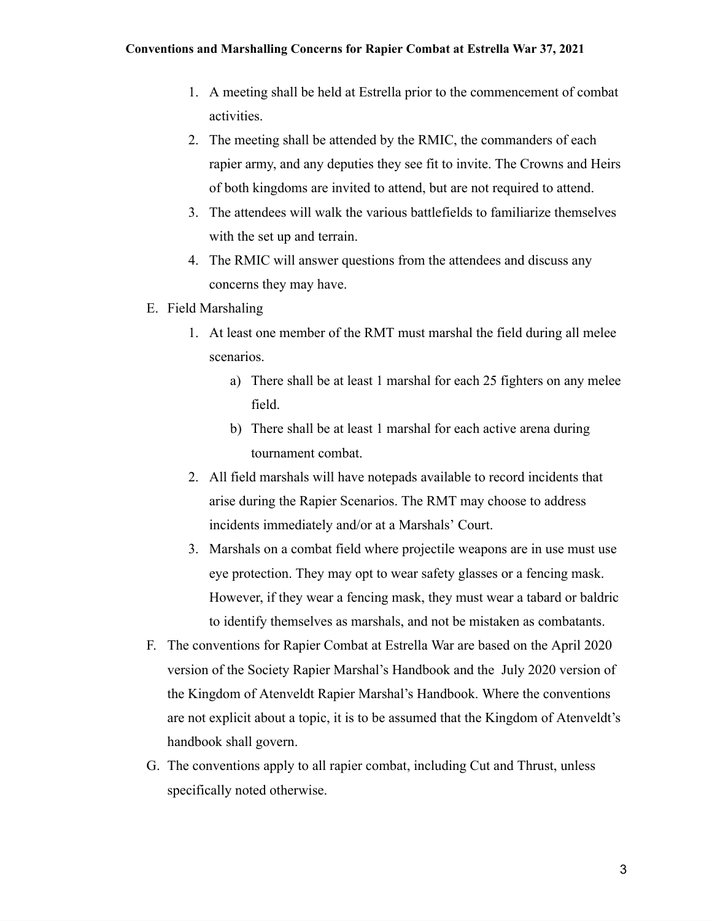1. A meeting shall be held at Estrella prior to the commencement of combat activities.
2. The meeting shall be attended by the RMIC, the commanders of each rapier army, and any deputies they see fit to invite. The Crowns and Heirs of both kingdoms are invited to attend, but are not required to attend.
3. The attendees will walk the various battlefields to familiarize themselves with the set up and terrain.
4. The RMIC will answer questions from the attendees and discuss any concerns they may have.

E. Field Marshaling

1. At least one member of the RMT must marshal the field during all melee scenarios.
    a) There shall be at least 1 marshal for each 25 fighters on any melee field.
    b) There shall be at least 1 marshal for each active arena during tournament combat.
2. All field marshals will have notepads available to record incidents that arise during the Rapier Scenarios. The RMT may choose to address incidents immediately and/or at a Marshals' Court.
3. Marshals on a combat field where projectile weapons are in use must use eye protection. They may opt to wear safety glasses or a fencing mask. However, if they wear a fencing mask, they must wear a tabard or baldric to identify themselves as marshals, and not be mistaken as combatants.

F. The conventions for Rapier Combat at Estrella War are based on the April 2020 version of the Society Rapier Marshal's Handbook and the July 2020 version of the Kingdom of Atenveldt Rapier Marshal's Handbook. Where the conventions are not explicit about a topic, it is to be assumed that the Kingdom of Atenveldt's handbook shall govern.

G. The conventions apply to all rapier combat, including Cut and Thrust, unless specifically noted otherwise.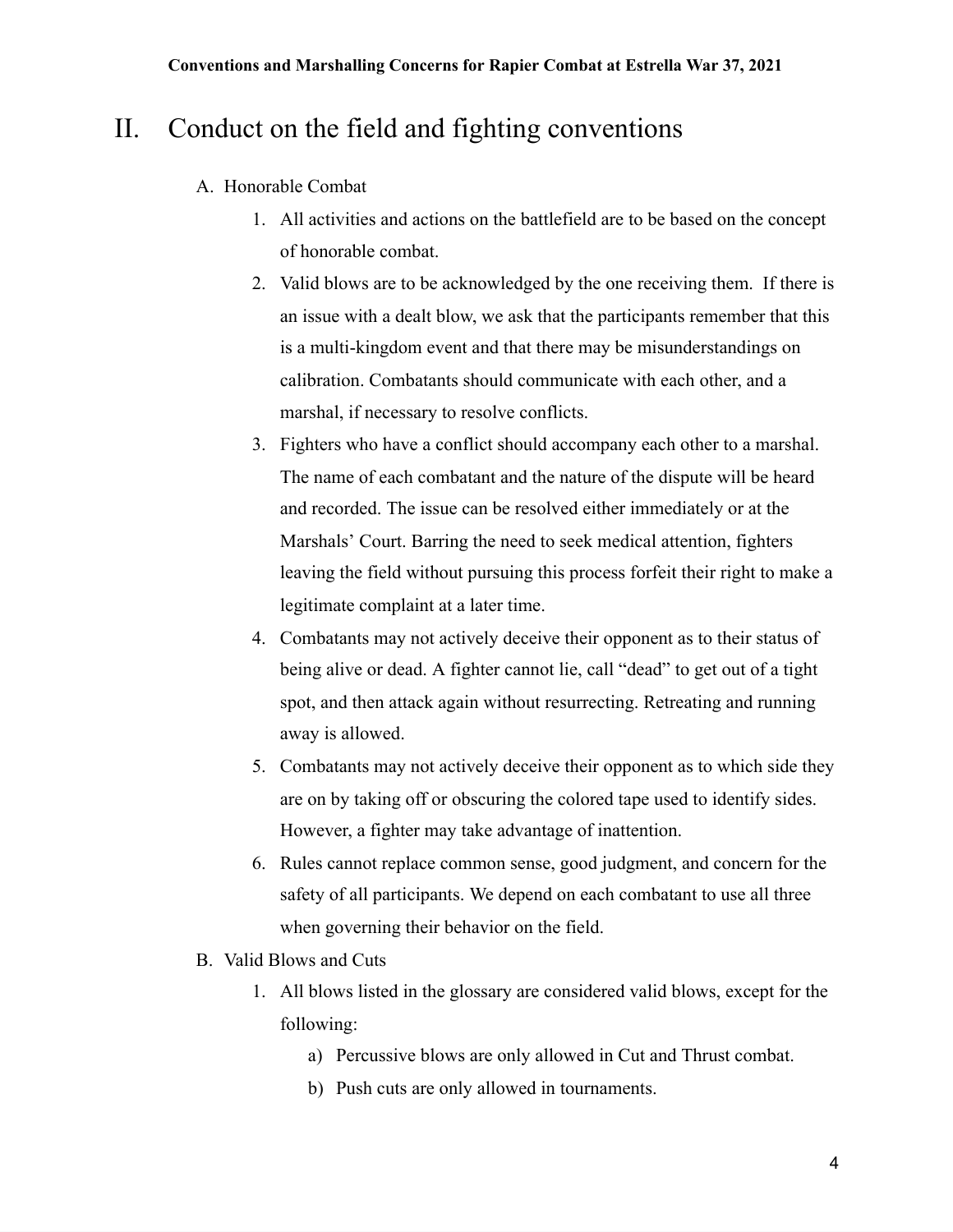# II. Conduct on the field and fighting conventions

A. Honorable Combat

1. All activities and actions on the battlefield are to be based on the concept of honorable combat.
2. Valid blows are to be acknowledged by the one receiving them. If there is an issue with a dealt blow, we ask that the participants remember that this is a multi-kingdom event and that there may be misunderstandings on calibration. Combatants should communicate with each other, and a marshal, if necessary to resolve conflicts.
3. Fighters who have a conflict should accompany each other to a marshal. The name of each combatant and the nature of the dispute will be heard and recorded. The issue can be resolved either immediately or at the Marshals' Court. Barring the need to seek medical attention, fighters leaving the field without pursuing this process forfeit their right to make a legitimate complaint at a later time.
4. Combatants may not actively deceive their opponent as to their status of being alive or dead. A fighter cannot lie, call "dead" to get out of a tight spot, and then attack again without resurrecting. Retreating and running away is allowed.
5. Combatants may not actively deceive their opponent as to which side they are on by taking off or obscuring the colored tape used to identify sides. However, a fighter may take advantage of inattention.
6. Rules cannot replace common sense, good judgment, and concern for the safety of all participants. We depend on each combatant to use all three when governing their behavior on the field.

B. Valid Blows and Cuts

1. All blows listed in the glossary are considered valid blows, except for the following:
   a) Percussive blows are only allowed in Cut and Thrust combat.
   b) Push cuts are only allowed in tournaments.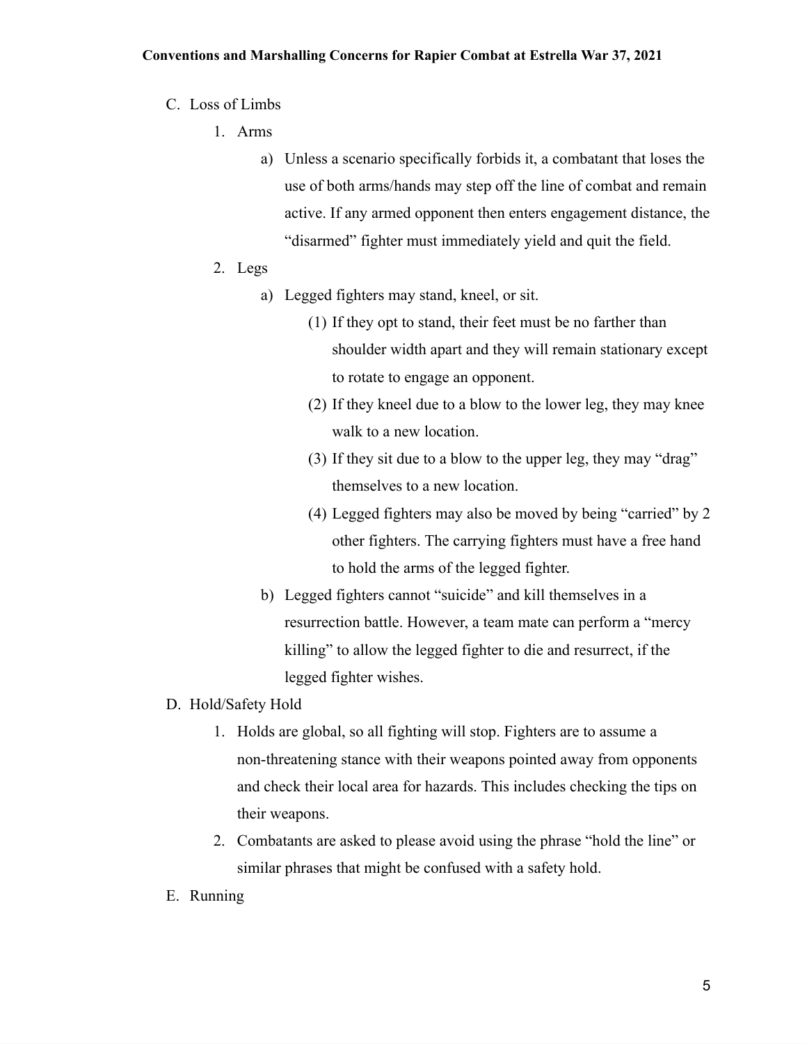C. Loss of Limbs

1. Arms

    a) Unless a scenario specifically forbids it, a combatant that loses the use of both arms/hands may step off the line of combat and remain active. If any armed opponent then enters engagement distance, the "disarmed" fighter must immediately yield and quit the field.

2. Legs

    a) Legged fighters may stand, kneel, or sit.

        (1) If they opt to stand, their feet must be no farther than shoulder width apart and they will remain stationary except to rotate to engage an opponent.

        (2) If they kneel due to a blow to the lower leg, they may knee walk to a new location.

        (3) If they sit due to a blow to the upper leg, they may "drag" themselves to a new location.

        (4) Legged fighters may also be moved by being "carried" by 2 other fighters. The carrying fighters must have a free hand to hold the arms of the legged fighter.

    b) Legged fighters cannot "suicide" and kill themselves in a resurrection battle. However, a team mate can perform a "mercy killing" to allow the legged fighter to die and resurrect, if the legged fighter wishes.

D. Hold/Safety Hold

1. Holds are global, so all fighting will stop. Fighters are to assume a non-threatening stance with their weapons pointed away from opponents and check their local area for hazards. This includes checking the tips on their weapons.

2. Combatants are asked to please avoid using the phrase "hold the line" or similar phrases that might be confused with a safety hold.

E. Running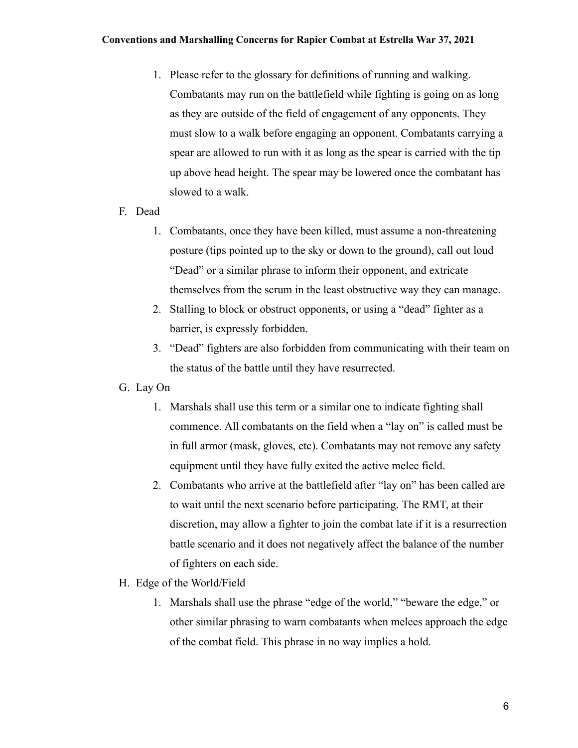1. Please refer to the glossary for definitions of running and walking. Combatants may run on the battlefield while fighting is going on as long as they are outside of the field of engagement of any opponents. They must slow to a walk before engaging an opponent. Combatants carrying a spear are allowed to run with it as long as the spear is carried with the tip up above head height. The spear may be lowered once the combatant has slowed to a walk.

F. Dead

1. Combatants, once they have been killed, must assume a non-threatening posture (tips pointed up to the sky or down to the ground), call out loud "Dead" or a similar phrase to inform their opponent, and extricate themselves from the scrum in the least obstructive way they can manage.
2. Stalling to block or obstruct opponents, or using a "dead" fighter as a barrier, is expressly forbidden.
3. "Dead" fighters are also forbidden from communicating with their team on the status of the battle until they have resurrected.

G. Lay On

1. Marshals shall use this term or a similar one to indicate fighting shall commence. All combatants on the field when a "lay on" is called must be in full armor (mask, gloves, etc). Combatants may not remove any safety equipment until they have fully exited the active melee field.
2. Combatants who arrive at the battlefield after "lay on" has been called are to wait until the next scenario before participating. The RMT, at their discretion, may allow a fighter to join the combat late if it is a resurrection battle scenario and it does not negatively affect the balance of the number of fighters on each side.

H. Edge of the World/Field

1. Marshals shall use the phrase "edge of the world," "beware the edge," or other similar phrasing to warn combatants when melees approach the edge of the combat field. This phrase in no way implies a hold.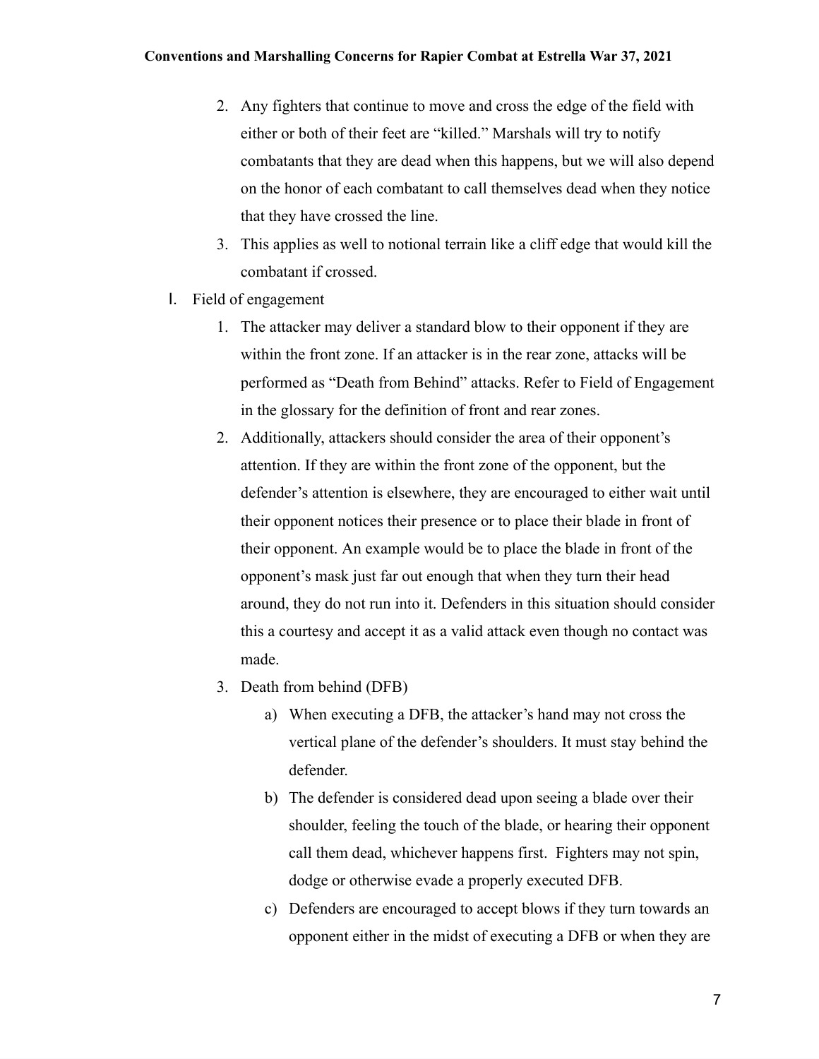2. Any fighters that continue to move and cross the edge of the field with either or both of their feet are "killed." Marshals will try to notify combatants that they are dead when this happens, but we will also depend on the honor of each combatant to call themselves dead when they notice that they have crossed the line.
3. This applies as well to notional terrain like a cliff edge that would kill the combatant if crossed.

I. Field of engagement

1. The attacker may deliver a standard blow to their opponent if they are within the front zone. If an attacker is in the rear zone, attacks will be performed as "Death from Behind" attacks. Refer to Field of Engagement in the glossary for the definition of front and rear zones.
2. Additionally, attackers should consider the area of their opponent's attention. If they are within the front zone of the opponent, but the defender's attention is elsewhere, they are encouraged to either wait until their opponent notices their presence or to place their blade in front of their opponent. An example would be to place the blade in front of the opponent's mask just far out enough that when they turn their head around, they do not run into it. Defenders in this situation should consider this a courtesy and accept it as a valid attack even though no contact was made.
3. Death from behind (DFB)
   a) When executing a DFB, the attacker's hand may not cross the vertical plane of the defender's shoulders. It must stay behind the defender.
   b) The defender is considered dead upon seeing a blade over their shoulder, feeling the touch of the blade, or hearing their opponent call them dead, whichever happens first. Fighters may not spin, dodge or otherwise evade a properly executed DFB.
   c) Defenders are encouraged to accept blows if they turn towards an opponent either in the midst of executing a DFB or when they are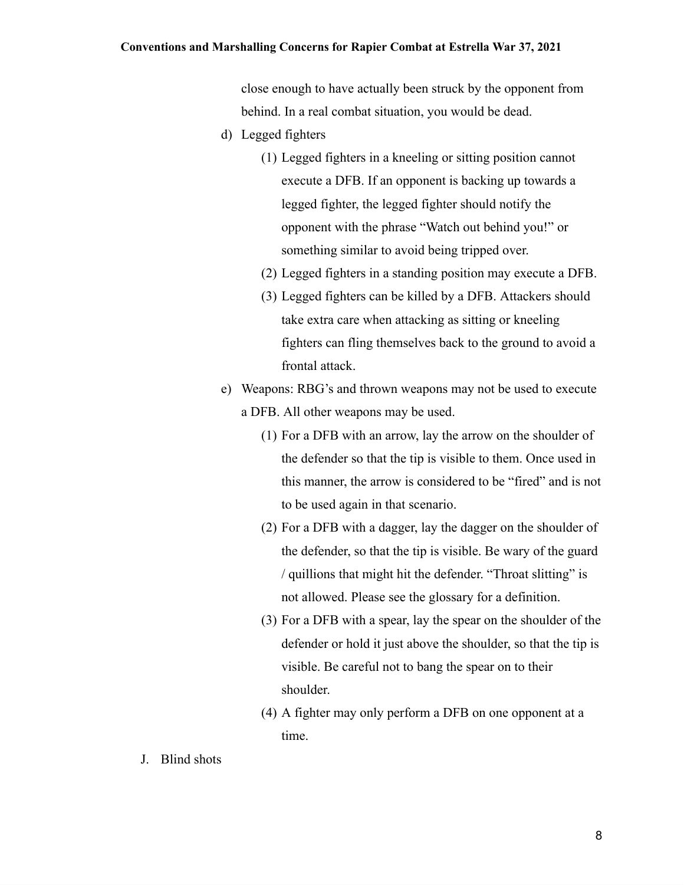close enough to have actually been struck by the opponent from behind. In a real combat situation, you would be dead.

d) Legged fighters

(1) Legged fighters in a kneeling or sitting position cannot execute a DFB. If an opponent is backing up towards a legged fighter, the legged fighter should notify the opponent with the phrase "Watch out behind you!" or something similar to avoid being tripped over.

(2) Legged fighters in a standing position may execute a DFB.

(3) Legged fighters can be killed by a DFB. Attackers should take extra care when attacking as sitting or kneeling fighters can fling themselves back to the ground to avoid a frontal attack.

e) Weapons: RBG's and thrown weapons may not be used to execute a DFB. All other weapons may be used.

(1) For a DFB with an arrow, lay the arrow on the shoulder of the defender so that the tip is visible to them. Once used in this manner, the arrow is considered to be "fired" and is not to be used again in that scenario.

(2) For a DFB with a dagger, lay the dagger on the shoulder of the defender, so that the tip is visible. Be wary of the guard / quillions that might hit the defender. "Throat slitting" is not allowed. Please see the glossary for a definition.

(3) For a DFB with a spear, lay the spear on the shoulder of the defender or hold it just above the shoulder, so that the tip is visible. Be careful not to bang the spear on to their shoulder.

(4) A fighter may only perform a DFB on one opponent at a time.

J. Blind shots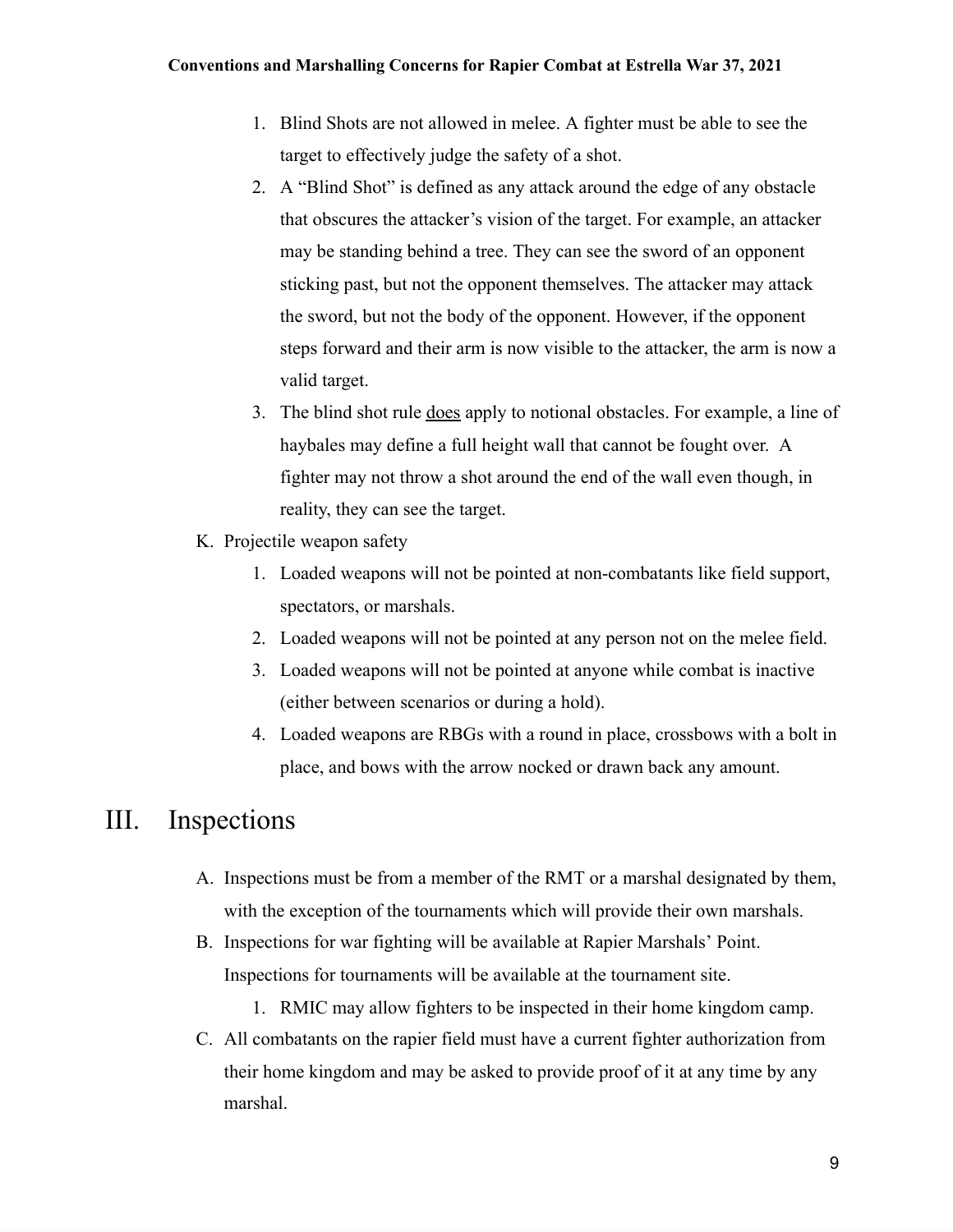1. Blind Shots are not allowed in melee. A fighter must be able to see the target to effectively judge the safety of a shot.
2. A "Blind Shot" is defined as any attack around the edge of any obstacle that obscures the attacker's vision of the target. For example, an attacker may be standing behind a tree. They can see the sword of an opponent sticking past, but not the opponent themselves. The attacker may attack the sword, but not the body of the opponent. However, if the opponent steps forward and their arm is now visible to the attacker, the arm is now a valid target.
3. The blind shot rule <u>does</u> apply to notional obstacles. For example, a line of haybales may define a full height wall that cannot be fought over. A fighter may not throw a shot around the end of the wall even though, in reality, they can see the target.

K. Projectile weapon safety

1. Loaded weapons will not be pointed at non-combatants like field support, spectators, or marshals.
2. Loaded weapons will not be pointed at any person not on the melee field.
3. Loaded weapons will not be pointed at anyone while combat is inactive (either between scenarios or during a hold).
4. Loaded weapons are RBGs with a round in place, crossbows with a bolt in place, and bows with the arrow nocked or drawn back any amount.

# III. Inspections

A. Inspections must be from a member of the RMT or a marshal designated by them, with the exception of the tournaments which will provide their own marshals.

B. Inspections for war fighting will be available at Rapier Marshals' Point. Inspections for tournaments will be available at the tournament site.

1. RMIC may allow fighters to be inspected in their home kingdom camp.

C. All combatants on the rapier field must have a current fighter authorization from their home kingdom and may be asked to provide proof of it at any time by any marshal.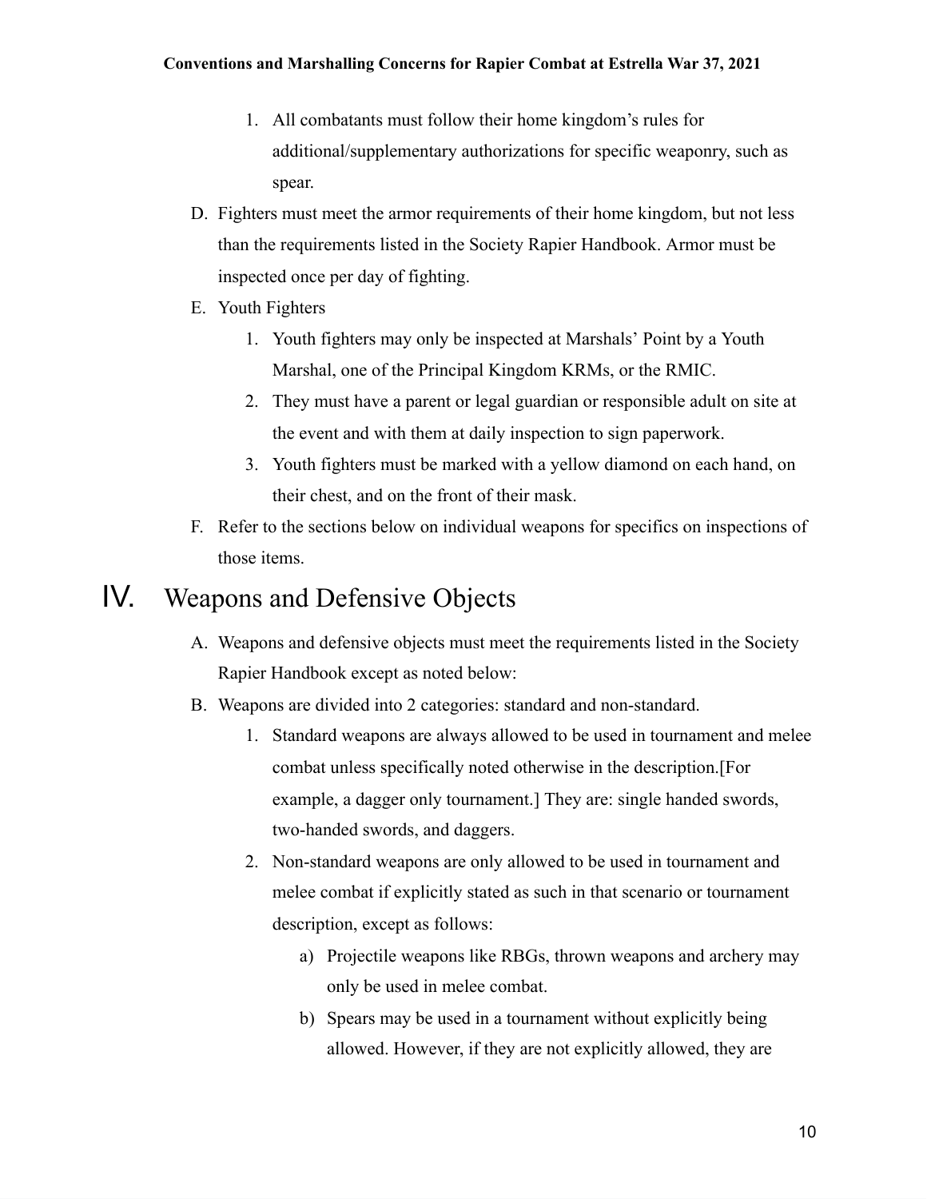1. All combatants must follow their home kingdom's rules for additional/supplementary authorizations for specific weaponry, such as spear.

D. Fighters must meet the armor requirements of their home kingdom, but not less than the requirements listed in the Society Rapier Handbook. Armor must be inspected once per day of fighting.

E. Youth Fighters

   1. Youth fighters may only be inspected at Marshals' Point by a Youth Marshal, one of the Principal Kingdom KRMs, or the RMIC.
   2. They must have a parent or legal guardian or responsible adult on site at the event and with them at daily inspection to sign paperwork.
   3. Youth fighters must be marked with a yellow diamond on each hand, on their chest, and on the front of their mask.

F. Refer to the sections below on individual weapons for specifics on inspections of those items.

# IV. Weapons and Defensive Objects

A. Weapons and defensive objects must meet the requirements listed in the Society Rapier Handbook except as noted below:

B. Weapons are divided into 2 categories: standard and non-standard.

   1. Standard weapons are always allowed to be used in tournament and melee combat unless specifically noted otherwise in the description.[For example, a dagger only tournament.] They are: single handed swords, two-handed swords, and daggers.
   2. Non-standard weapons are only allowed to be used in tournament and melee combat if explicitly stated as such in that scenario or tournament description, except as follows:

      a) Projectile weapons like RBGs, thrown weapons and archery may only be used in melee combat.

      b) Spears may be used in a tournament without explicitly being allowed. However, if they are not explicitly allowed, they are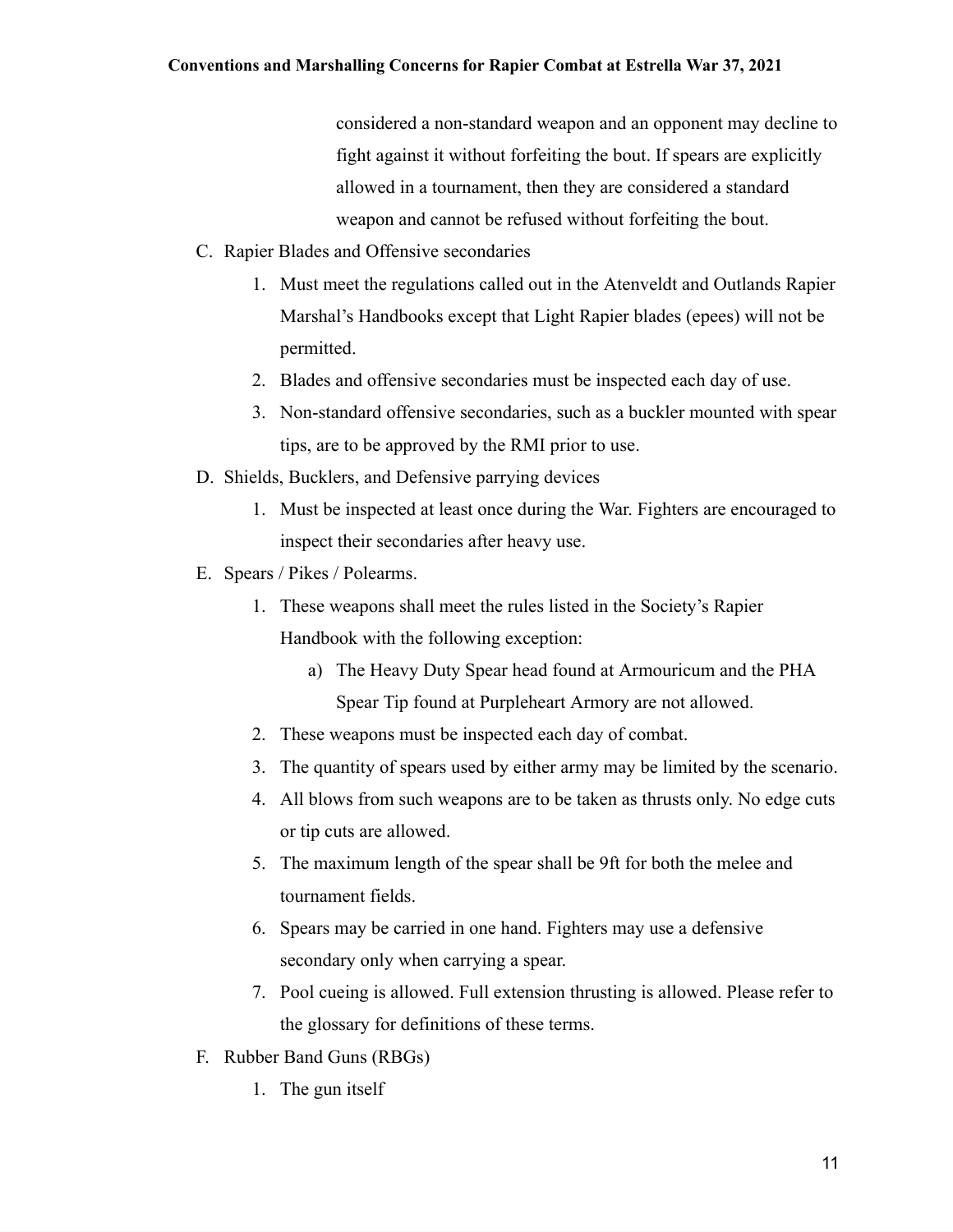considered a non-standard weapon and an opponent may decline to fight against it without forfeiting the bout. If spears are explicitly allowed in a tournament, then they are considered a standard weapon and cannot be refused without forfeiting the bout.

C. Rapier Blades and Offensive secondaries

1. Must meet the regulations called out in the Atenveldt and Outlands Rapier Marshal's Handbooks except that Light Rapier blades (epees) will not be permitted.
2. Blades and offensive secondaries must be inspected each day of use.
3. Non-standard offensive secondaries, such as a buckler mounted with spear tips, are to be approved by the RMI prior to use.

D. Shields, Bucklers, and Defensive parrying devices

1. Must be inspected at least once during the War. Fighters are encouraged to inspect their secondaries after heavy use.

E. Spears / Pikes / Polearms.

1. These weapons shall meet the rules listed in the Society's Rapier Handbook with the following exception:
   a) The Heavy Duty Spear head found at Armouricum and the PHA Spear Tip found at Purpleheart Armory are not allowed.
2. These weapons must be inspected each day of combat.
3. The quantity of spears used by either army may be limited by the scenario.
4. All blows from such weapons are to be taken as thrusts only. No edge cuts or tip cuts are allowed.
5. The maximum length of the spear shall be 9ft for both the melee and tournament fields.
6. Spears may be carried in one hand. Fighters may use a defensive secondary only when carrying a spear.
7. Pool cueing is allowed. Full extension thrusting is allowed. Please refer to the glossary for definitions of these terms.

F. Rubber Band Guns (RBGs)

1. The gun itself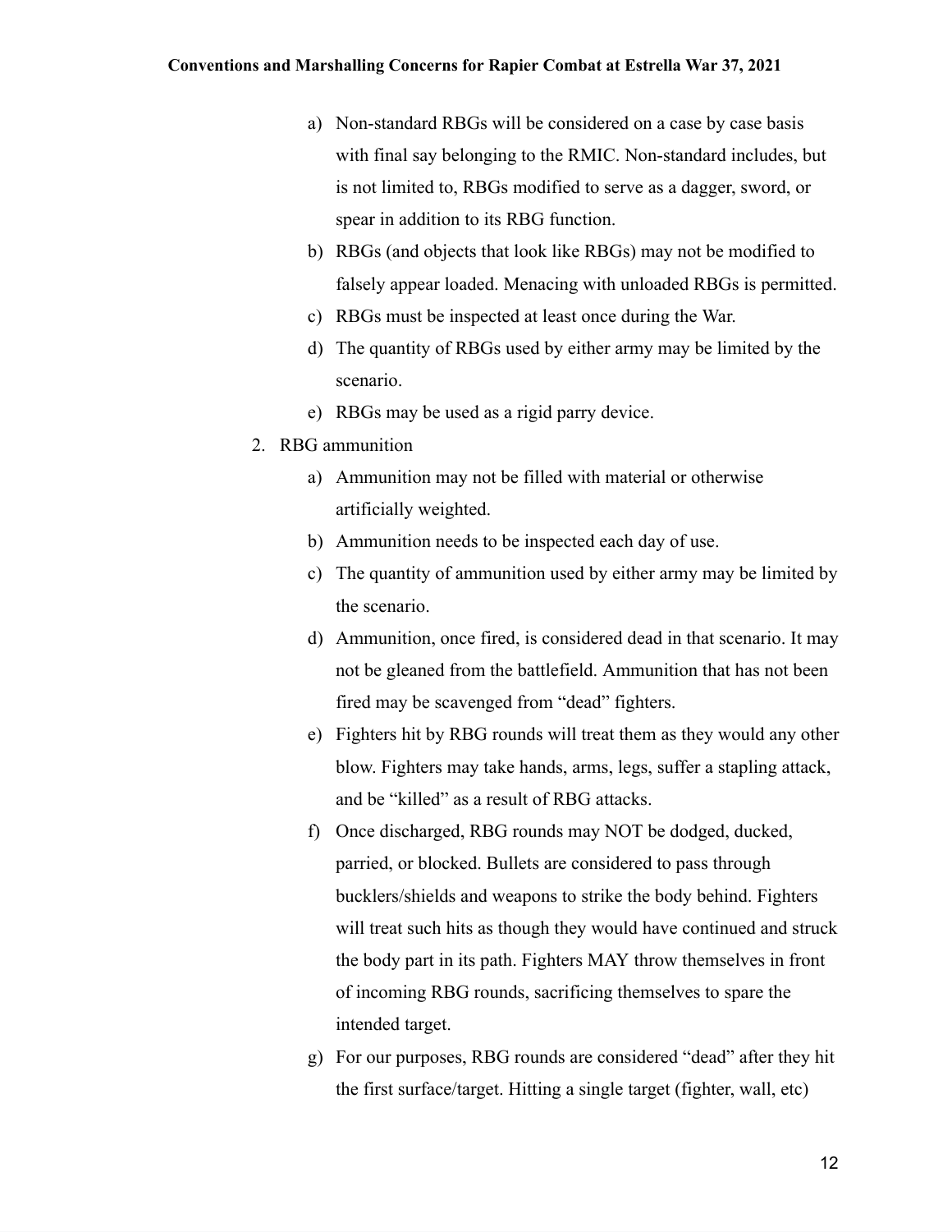a) Non-standard RBGs will be considered on a case by case basis with final say belonging to the RMIC. Non-standard includes, but is not limited to, RBGs modified to serve as a dagger, sword, or spear in addition to its RBG function.
b) RBGs (and objects that look like RBGs) may not be modified to falsely appear loaded. Menacing with unloaded RBGs is permitted.
c) RBGs must be inspected at least once during the War.
d) The quantity of RBGs used by either army may be limited by the scenario.
e) RBGs may be used as a rigid parry device.

2. RBG ammunition
   a) Ammunition may not be filled with material or otherwise artificially weighted.
   b) Ammunition needs to be inspected each day of use.
   c) The quantity of ammunition used by either army may be limited by the scenario.
   d) Ammunition, once fired, is considered dead in that scenario. It may not be gleaned from the battlefield. Ammunition that has not been fired may be scavenged from "dead" fighters.
   e) Fighters hit by RBG rounds will treat them as they would any other blow. Fighters may take hands, arms, legs, suffer a stapling attack, and be "killed" as a result of RBG attacks.
   f) Once discharged, RBG rounds may NOT be dodged, ducked, parried, or blocked. Bullets are considered to pass through bucklers/shields and weapons to strike the body behind. Fighters will treat such hits as though they would have continued and struck the body part in its path. Fighters MAY throw themselves in front of incoming RBG rounds, sacrificing themselves to spare the intended target.
   g) For our purposes, RBG rounds are considered "dead" after they hit the first surface/target. Hitting a single target (fighter, wall, etc)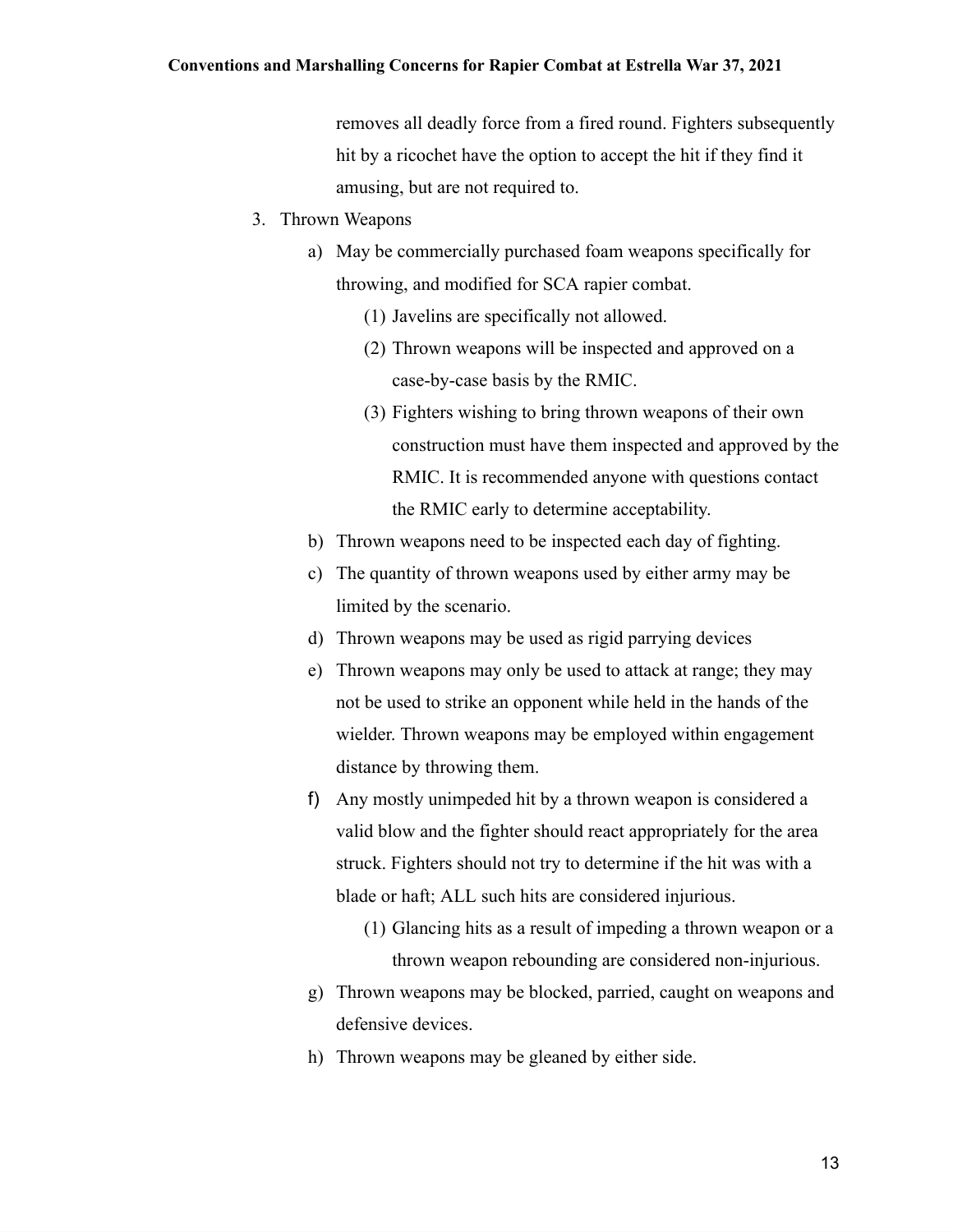removes all deadly force from a fired round. Fighters subsequently hit by a ricochet have the option to accept the hit if they find it amusing, but are not required to.

3. Thrown Weapons
    a) May be commercially purchased foam weapons specifically for throwing, and modified for SCA rapier combat.
        (1) Javelins are specifically not allowed.
        (2) Thrown weapons will be inspected and approved on a case-by-case basis by the RMIC.
        (3) Fighters wishing to bring thrown weapons of their own construction must have them inspected and approved by the RMIC. It is recommended anyone with questions contact the RMIC early to determine acceptability.
    b) Thrown weapons need to be inspected each day of fighting.
    c) The quantity of thrown weapons used by either army may be limited by the scenario.
    d) Thrown weapons may be used as rigid parrying devices
    e) Thrown weapons may only be used to attack at range; they may not be used to strike an opponent while held in the hands of the wielder. Thrown weapons may be employed within engagement distance by throwing them.
    f) Any mostly unimpeded hit by a thrown weapon is considered a valid blow and the fighter should react appropriately for the area struck. Fighters should not try to determine if the hit was with a blade or haft; ALL such hits are considered injurious.
        (1) Glancing hits as a result of impeding a thrown weapon or a thrown weapon rebounding are considered non-injurious.
    g) Thrown weapons may be blocked, parried, caught on weapons and defensive devices.
    h) Thrown weapons may be gleaned by either side.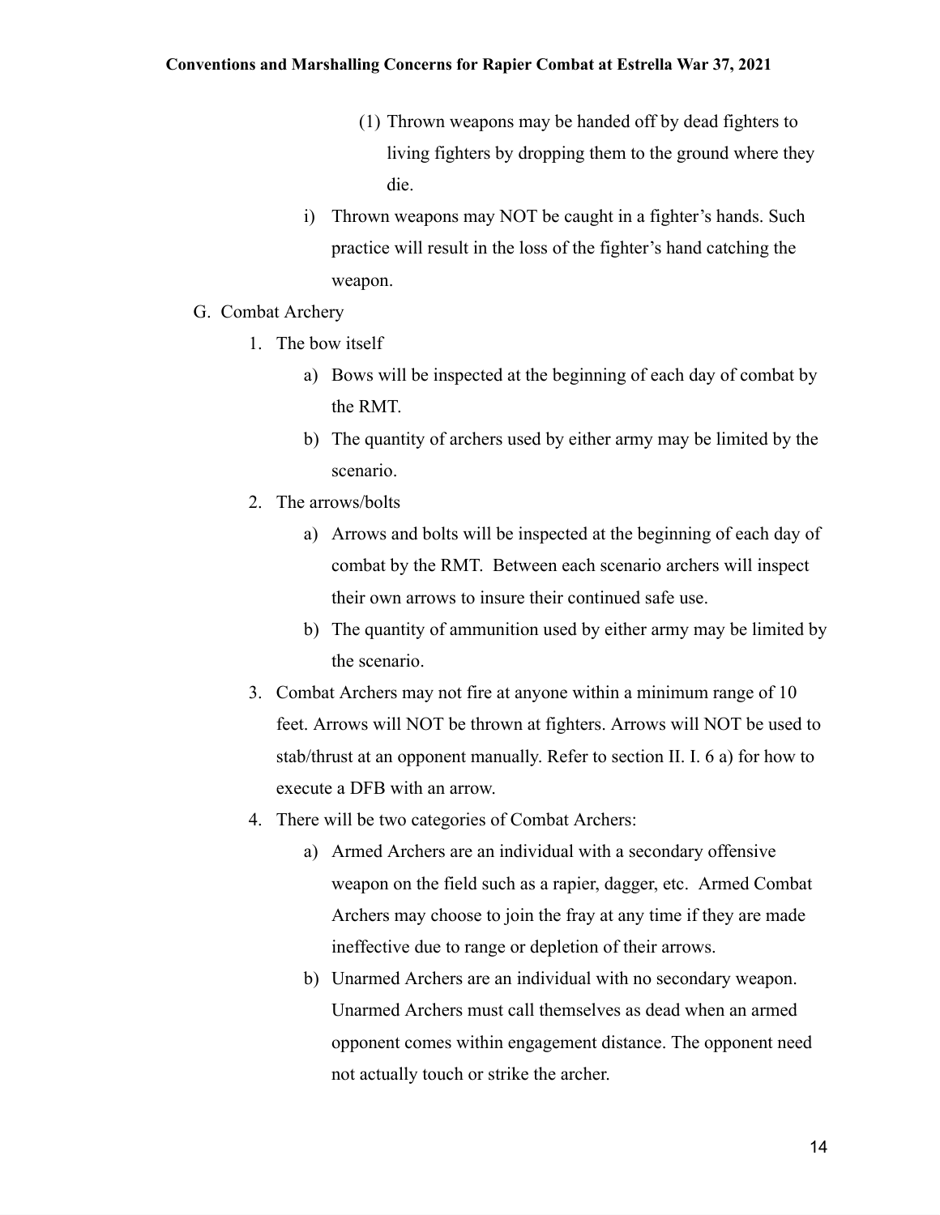(1) Thrown weapons may be handed off by dead fighters to living fighters by dropping them to the ground where they die.

i) Thrown weapons may NOT be caught in a fighter's hands. Such practice will result in the loss of the fighter's hand catching the weapon.

G. Combat Archery

1. The bow itself

   a) Bows will be inspected at the beginning of each day of combat by the RMT.

   b) The quantity of archers used by either army may be limited by the scenario.

2. The arrows/bolts

   a) Arrows and bolts will be inspected at the beginning of each day of combat by the RMT. Between each scenario archers will inspect their own arrows to insure their continued safe use.

   b) The quantity of ammunition used by either army may be limited by the scenario.

3. Combat Archers may not fire at anyone within a minimum range of 10 feet. Arrows will NOT be thrown at fighters. Arrows will NOT be used to stab/thrust at an opponent manually. Refer to section II. I. 6 a) for how to execute a DFB with an arrow.

4. There will be two categories of Combat Archers:

   a) Armed Archers are an individual with a secondary offensive weapon on the field such as a rapier, dagger, etc. Armed Combat Archers may choose to join the fray at any time if they are made ineffective due to range or depletion of their arrows.

   b) Unarmed Archers are an individual with no secondary weapon. Unarmed Archers must call themselves as dead when an armed opponent comes within engagement distance. The opponent need not actually touch or strike the archer.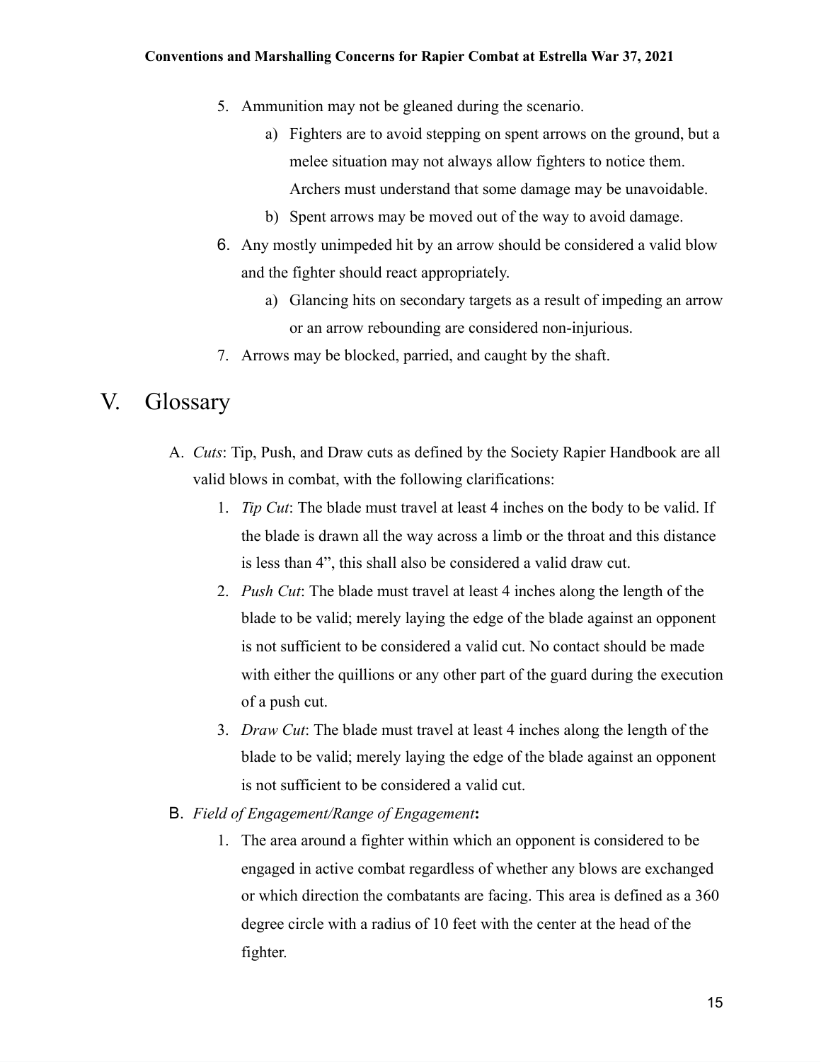5. Ammunition may not be gleaned during the scenario.
    a) Fighters are to avoid stepping on spent arrows on the ground, but a melee situation may not always allow fighters to notice them. Archers must understand that some damage may be unavoidable.
    b) Spent arrows may be moved out of the way to avoid damage.
6. Any mostly unimpeded hit by an arrow should be considered a valid blow and the fighter should react appropriately.
    a) Glancing hits on secondary targets as a result of impeding an arrow or an arrow rebounding are considered non-injurious.
7. Arrows may be blocked, parried, and caught by the shaft.

# V. Glossary

A. *Cuts*: Tip, Push, and Draw cuts as defined by the Society Rapier Handbook are all valid blows in combat, with the following clarifications:
    1. *Tip Cut*: The blade must travel at least 4 inches on the body to be valid. If the blade is drawn all the way across a limb or the throat and this distance is less than 4", this shall also be considered a valid draw cut.
    2. *Push Cut*: The blade must travel at least 4 inches along the length of the blade to be valid; merely laying the edge of the blade against an opponent is not sufficient to be considered a valid cut. No contact should be made with either the quillions or any other part of the guard during the execution of a push cut.
    3. *Draw Cut*: The blade must travel at least 4 inches along the length of the blade to be valid; merely laying the edge of the blade against an opponent is not sufficient to be considered a valid cut.

B. *Field of Engagement/Range of Engagement*:
    1. The area around a fighter within which an opponent is considered to be engaged in active combat regardless of whether any blows are exchanged or which direction the combatants are facing. This area is defined as a 360 degree circle with a radius of 10 feet with the center at the head of the fighter.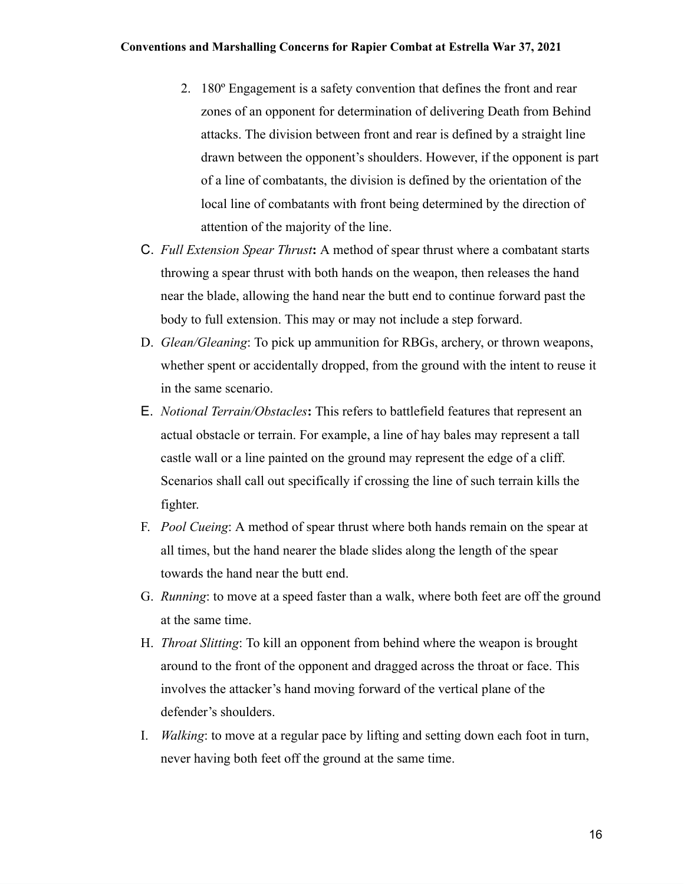2. 180º Engagement is a safety convention that defines the front and rear zones of an opponent for determination of delivering Death from Behind attacks. The division between front and rear is defined by a straight line drawn between the opponent's shoulders. However, if the opponent is part of a line of combatants, the division is defined by the orientation of the local line of combatants with front being determined by the direction of attention of the majority of the line.

C. *Full Extension Spear Thrust*: A method of spear thrust where a combatant starts throwing a spear thrust with both hands on the weapon, then releases the hand near the blade, allowing the hand near the butt end to continue forward past the body to full extension. This may or may not include a step forward.

D. *Glean/Gleaning*: To pick up ammunition for RBGs, archery, or thrown weapons, whether spent or accidentally dropped, from the ground with the intent to reuse it in the same scenario.

E. *Notional Terrain/Obstacles*: This refers to battlefield features that represent an actual obstacle or terrain. For example, a line of hay bales may represent a tall castle wall or a line painted on the ground may represent the edge of a cliff. Scenarios shall call out specifically if crossing the line of such terrain kills the fighter.

F. *Pool Cueing*: A method of spear thrust where both hands remain on the spear at all times, but the hand nearer the blade slides along the length of the spear towards the hand near the butt end.

G. *Running*: to move at a speed faster than a walk, where both feet are off the ground at the same time.

H. *Throat Slitting*: To kill an opponent from behind where the weapon is brought around to the front of the opponent and dragged across the throat or face. This involves the attacker's hand moving forward of the vertical plane of the defender's shoulders.

I. *Walking*: to move at a regular pace by lifting and setting down each foot in turn, never having both feet off the ground at the same time.